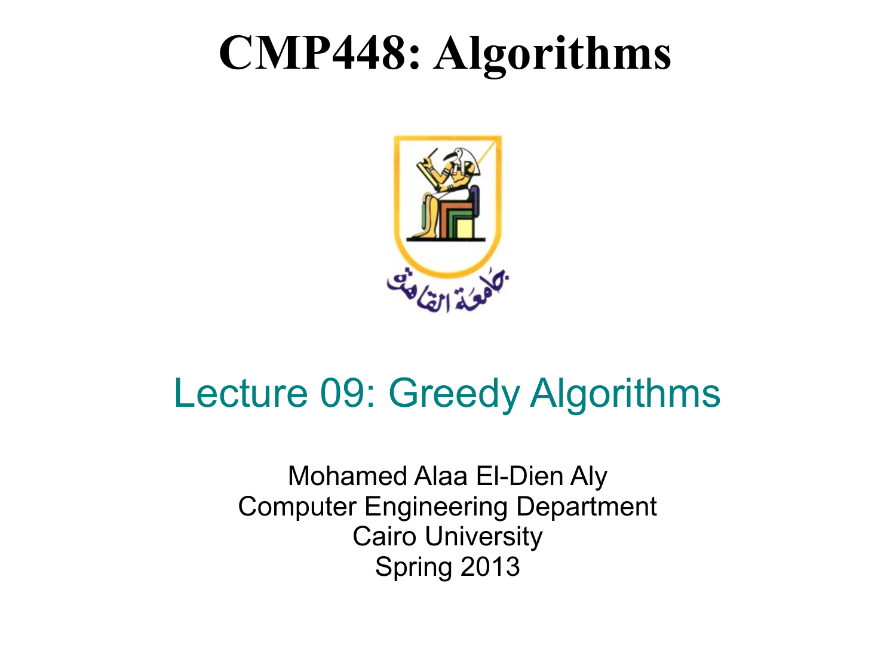# CMP448: Algorithms

## Lecture 09: Greedy Algorithms

Mohamed Alaa El-Dien Aly
Computer Engineering Department
Cairo University
Spring 2013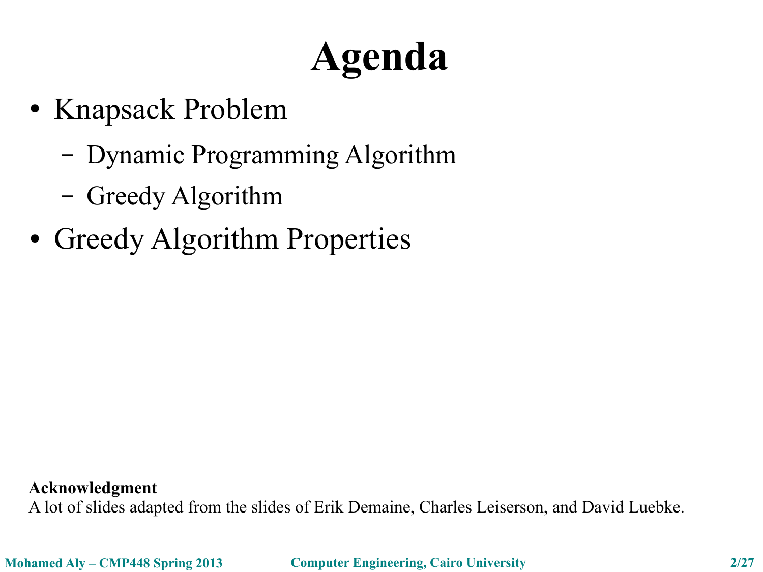# Agenda

- Knapsack Problem
  - Dynamic Programming Algorithm
  - Greedy Algorithm
- Greedy Algorithm Properties

**Acknowledgment**
A lot of slides adapted from the slides of Erik Demaine, Charles Leiserson, and David Luebke.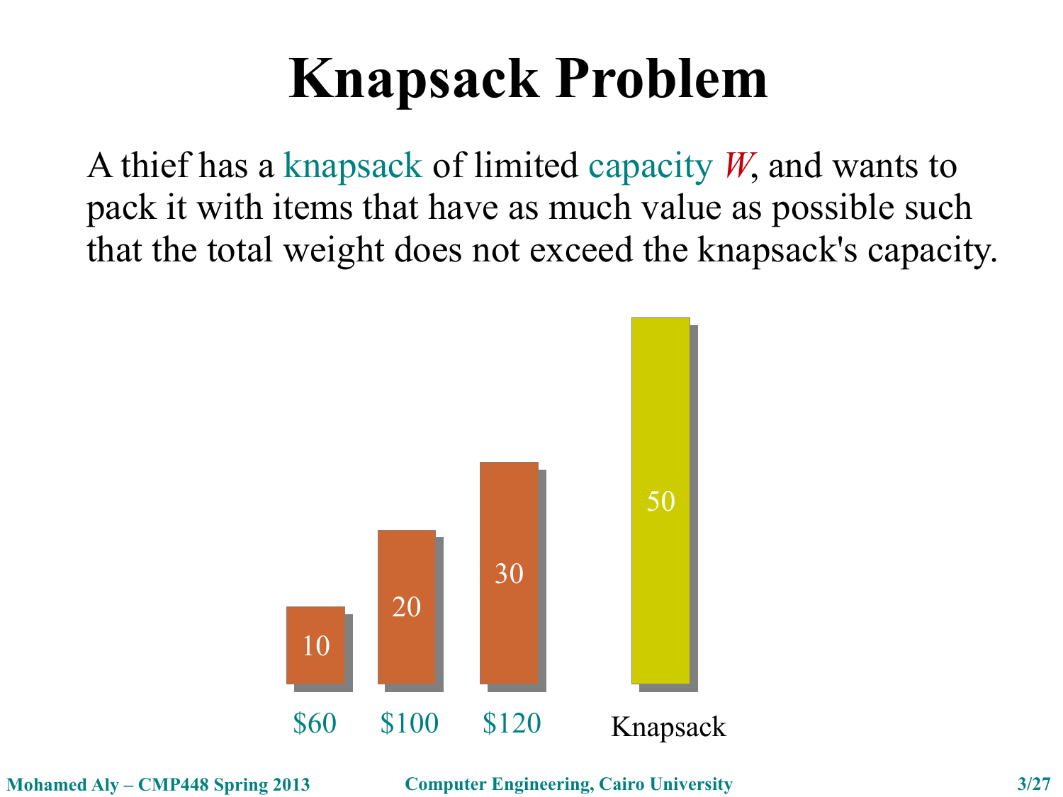# Knapsack Problem

A thief has a knapsack of limited capacity $W$, and wants to pack it with items that have as much value as possible such that the total weight does not exceed the knapsack's capacity.

10 20 30 50

$60 $100 $120 Knapsack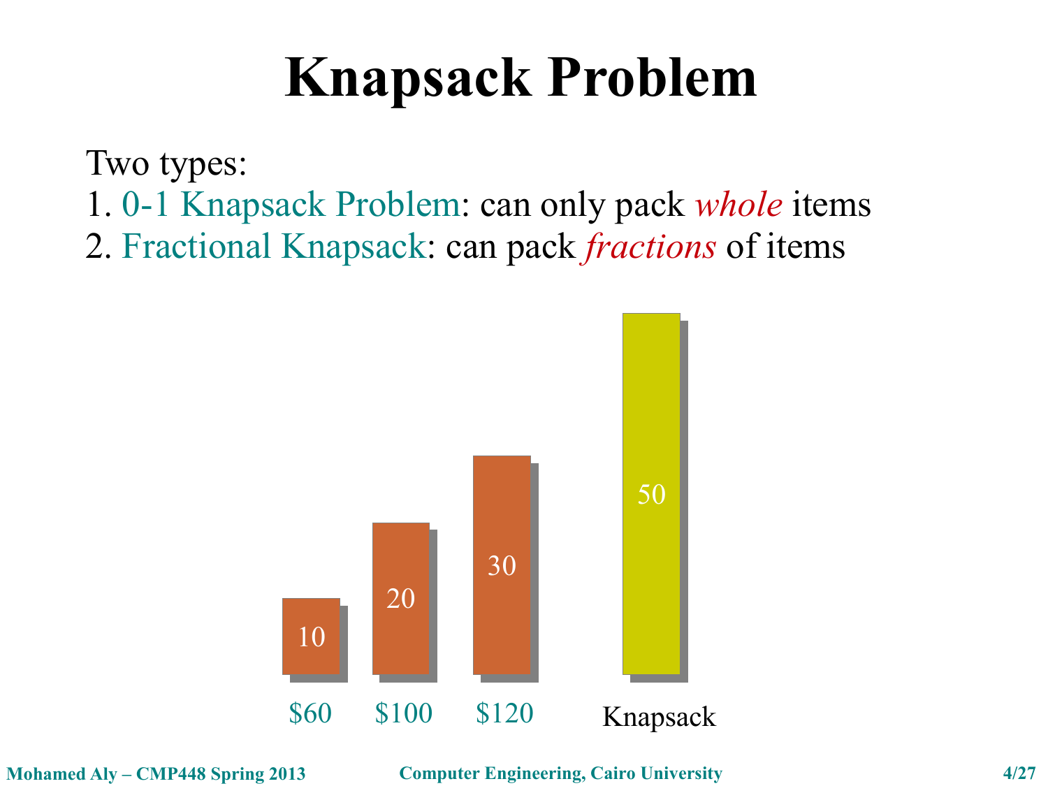# Knapsack Problem

Two types:

1. 0-1 Knapsack Problem: can only pack *whole* items
2. Fractional Knapsack: can pack *fractions* of items

10 20 30 50

$60 $100 $120 Knapsack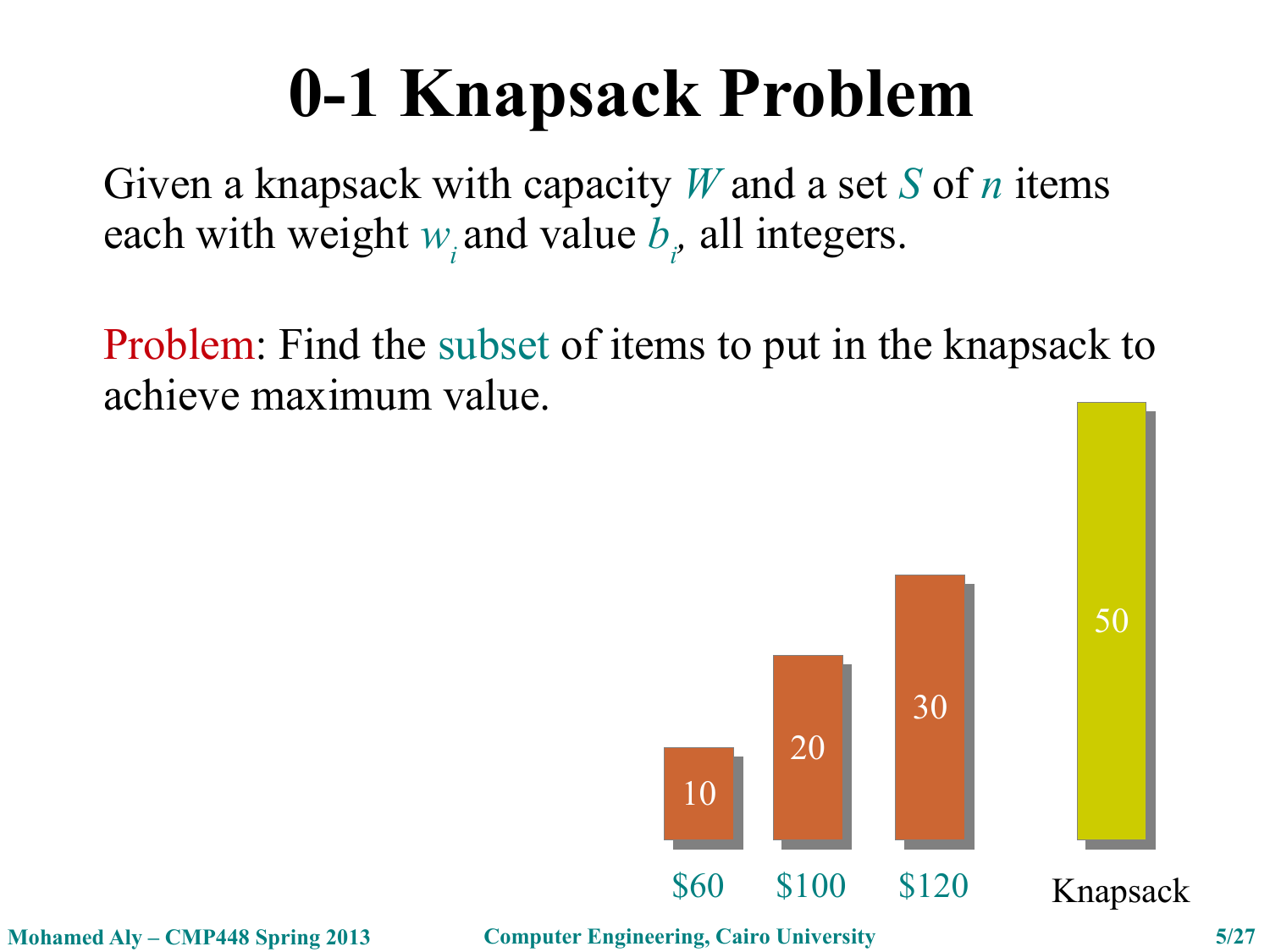# 0-1 Knapsack Problem

Given a knapsack with capacity $W$ and a set $S$ of $n$ items each with weight $w_i$ and value $b_i$, all integers.

Problem: Find the subset of items to put in the knapsack to achieve maximum value.

| Item weight | 10 | 20 | 30 | Knapsack: 50 |
| --- | --- | --- | --- | --- |
| Value | $60 | $100 | $120 | |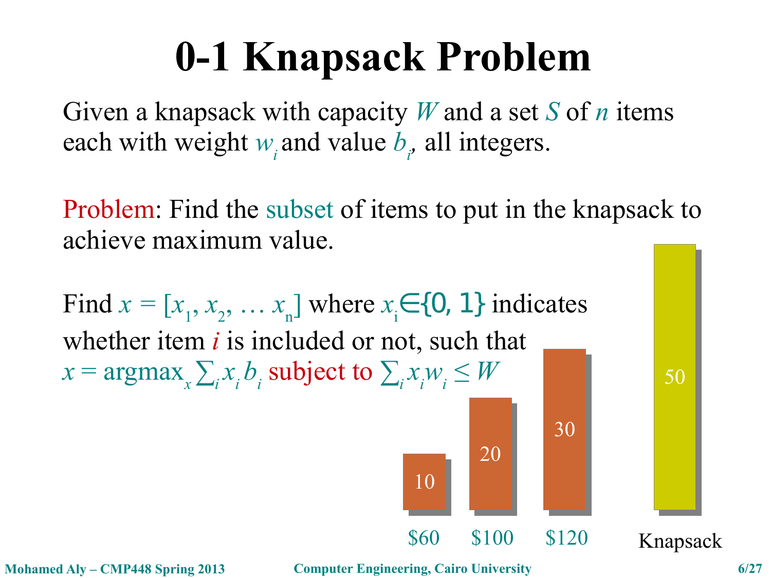# 0-1 Knapsack Problem

Given a knapsack with capacity $W$ and a set $S$ of $n$ items each with weight $w_i$ and value $b_i$, all integers.

Problem: Find the subset of items to put in the knapsack to achieve maximum value.

Find $x = [x_1, x_2, \ldots x_n]$ where $x_i \in \{0, 1\}$ indicates whether item $i$ is included or not, such that $x = \text{argmax}_x \sum_i x_i b_i$ subject to $\sum_i x_i w_i \leq W$

10 20 30 50

\$60 \$100 \$120 Knapsack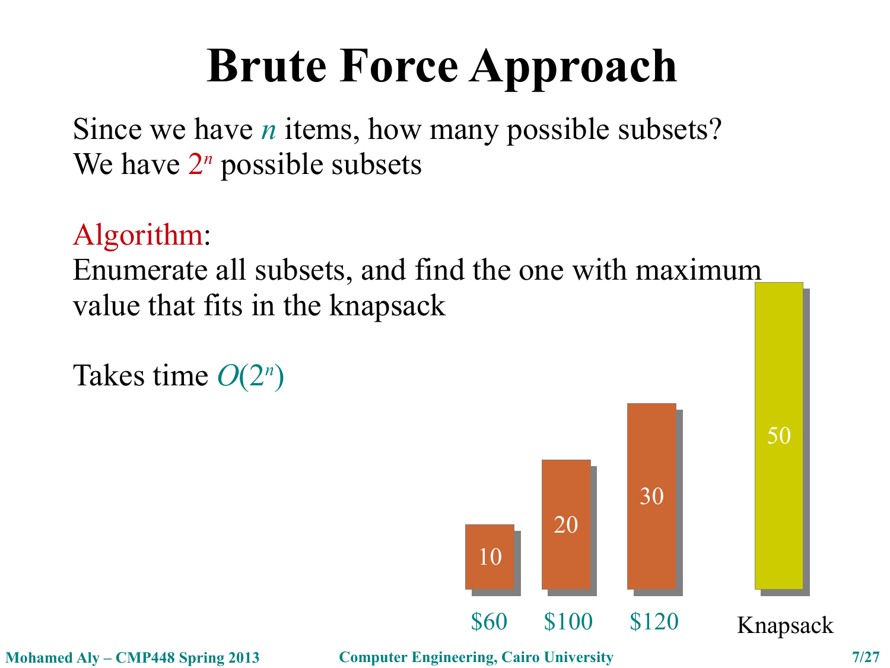# Brute Force Approach

Since we have $n$ items, how many possible subsets?
We have $2^n$ possible subsets

Algorithm:
Enumerate all subsets, and find the one with maximum value that fits in the knapsack

Takes time $O(2^n)$

10 20 30 50

$60 $100 $120 Knapsack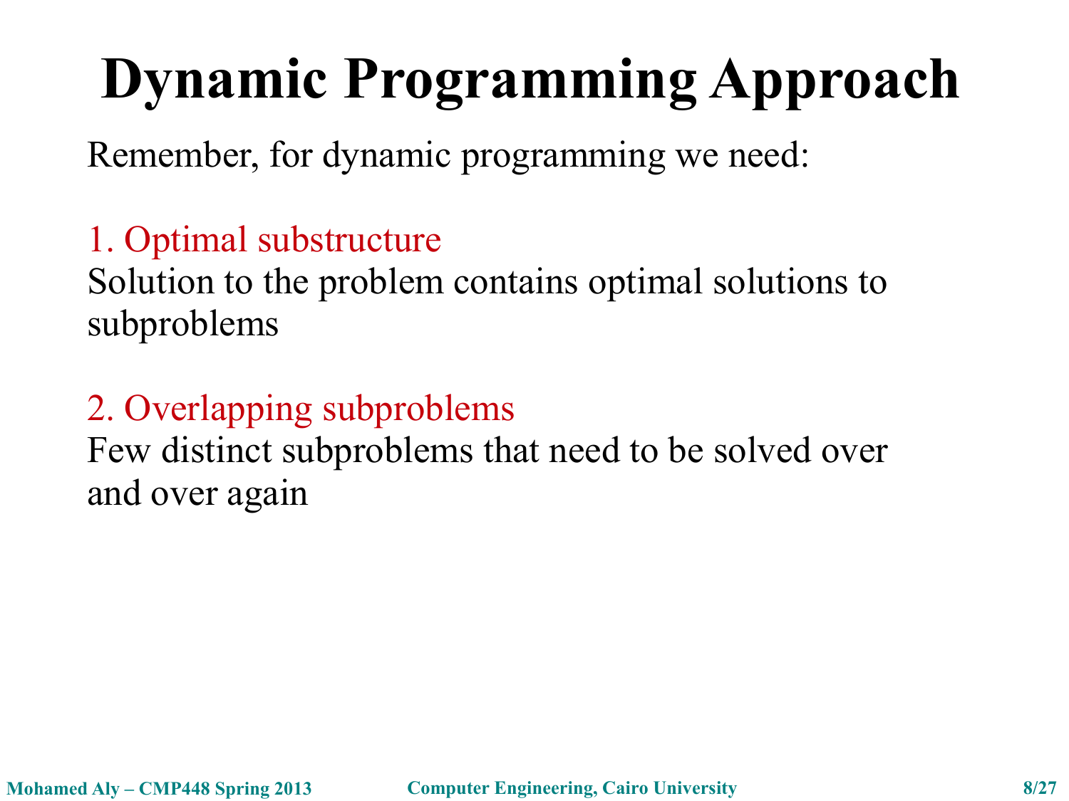# Dynamic Programming Approach

Remember, for dynamic programming we need:

1. Optimal substructure

Solution to the problem contains optimal solutions to subproblems

2. Overlapping subproblems

Few distinct subproblems that need to be solved over and over again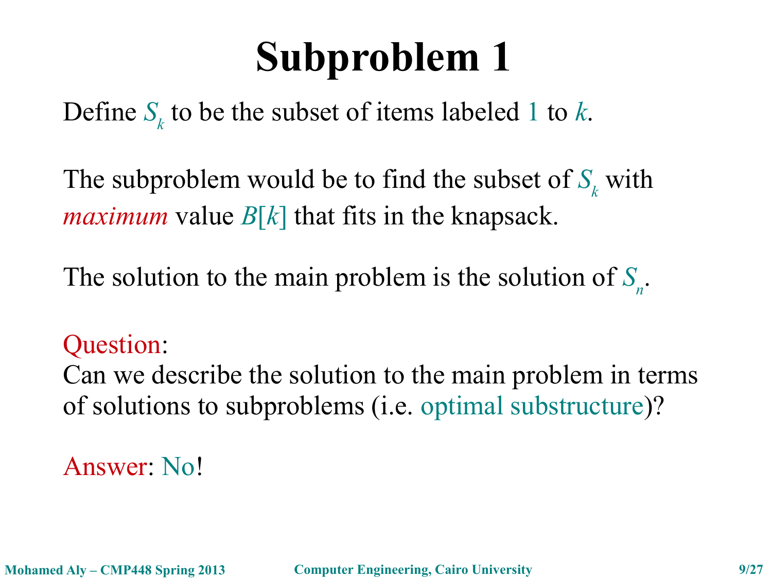# Subproblem 1

Define $S_k$ to be the subset of items labeled 1 to $k$.

The subproblem would be to find the subset of $S_k$ with *maximum* value $B[k]$ that fits in the knapsack.

The solution to the main problem is the solution of $S_n$.

Question:
Can we describe the solution to the main problem in terms of solutions to subproblems (i.e. optimal substructure)?

Answer: No!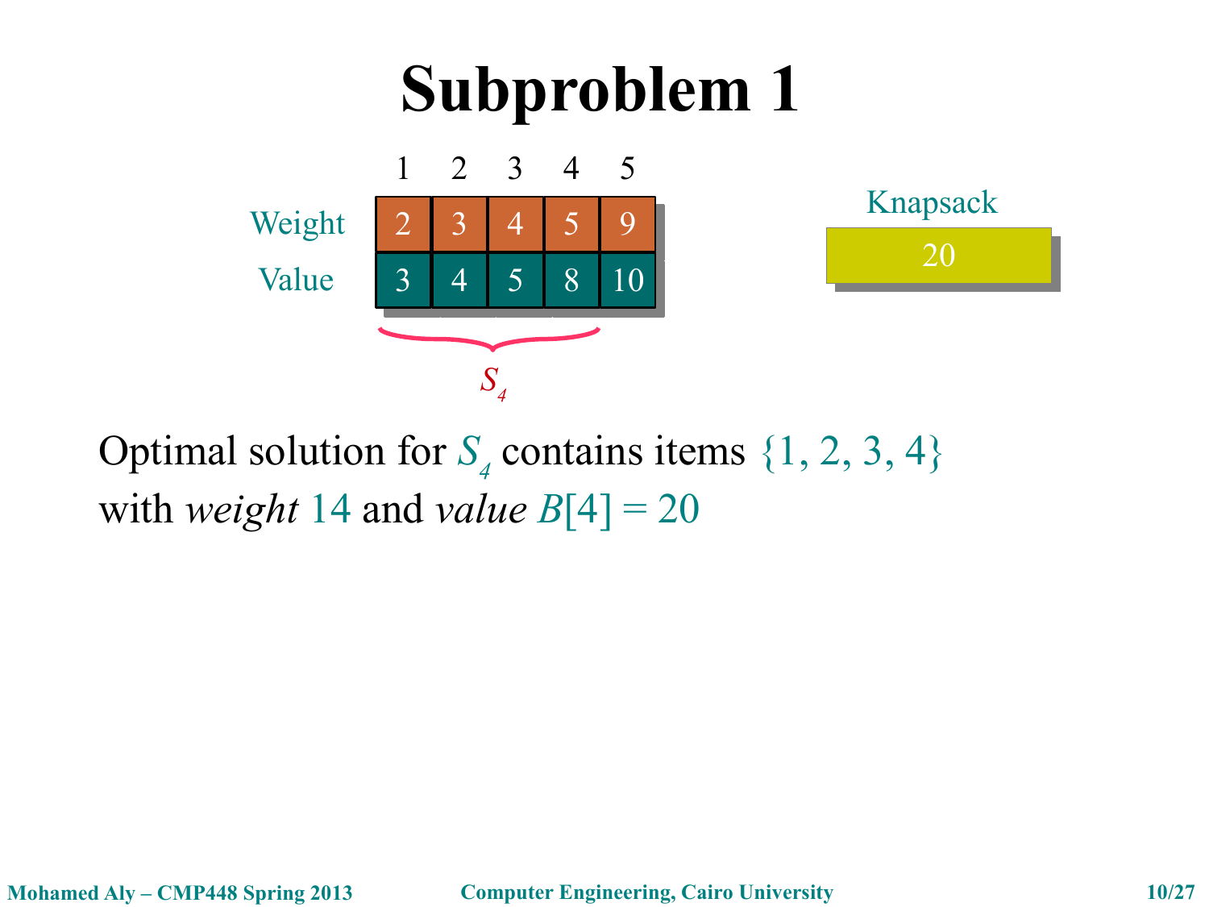# Subproblem 1

| | 1 | 2 | 3 | 4 | 5 |
|---|---|---|---|---|---|
| Weight | 2 | 3 | 4 | 5 | 9 |
| Value | 3 | 4 | 5 | 8 | 10 |

$S_4$ (items 1–4)

Knapsack: 20

Optimal solution for $S_4$ contains items {1, 2, 3, 4} with *weight* 14 and *value* $B[4] = 20$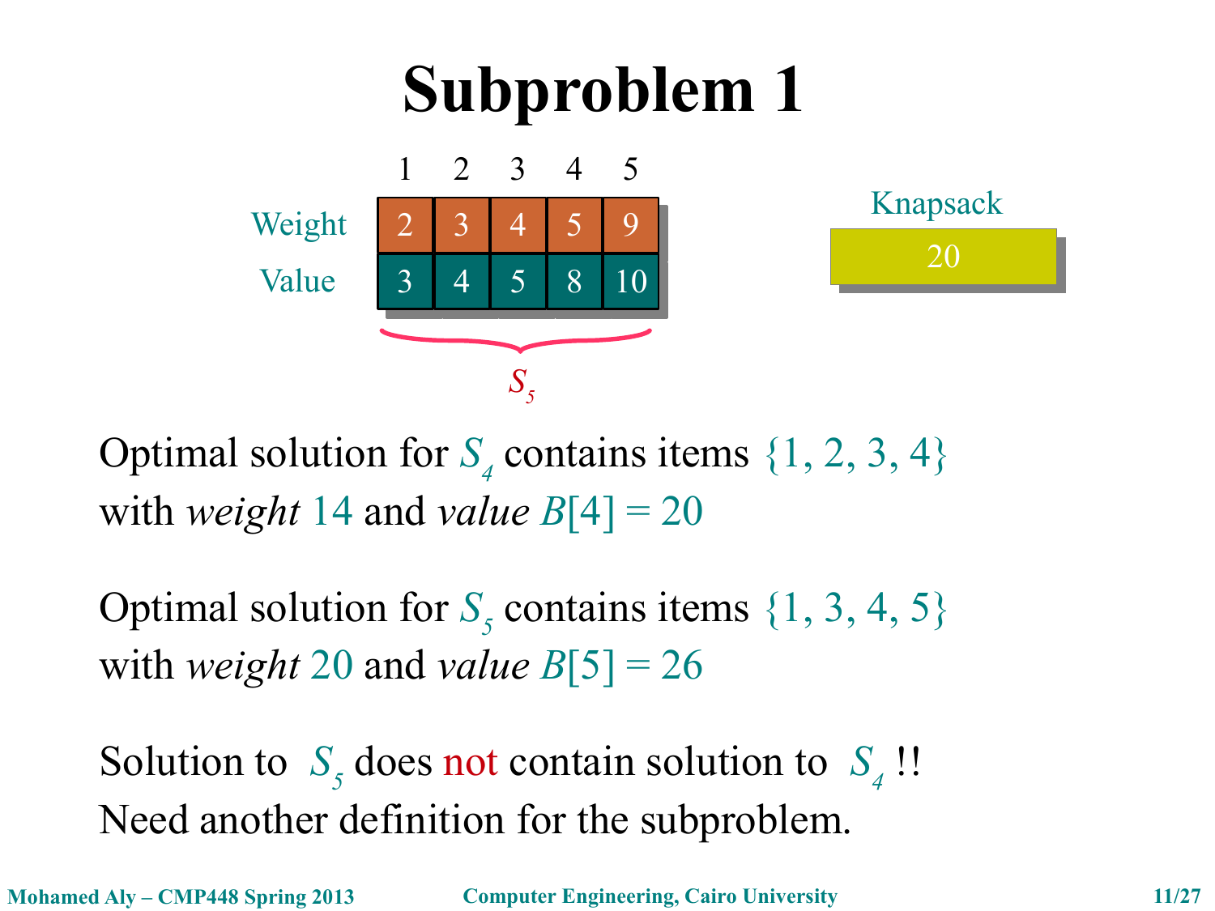# Subproblem 1

| | 1 | 2 | 3 | 4 | 5 |
|---|---|---|---|---|---|
| Weight | 2 | 3 | 4 | 5 | 9 |
| Value | 3 | 4 | 5 | 8 | 10 |

$S_5$

Knapsack: 20

Optimal solution for $S_4$ contains items {1, 2, 3, 4} with *weight* 14 and *value* $B[4] = 20$

Optimal solution for $S_5$ contains items {1, 3, 4, 5} with *weight* 20 and *value* $B[5] = 26$

Solution to $S_5$ does not contain solution to $S_4$ !!

Need another definition for the subproblem.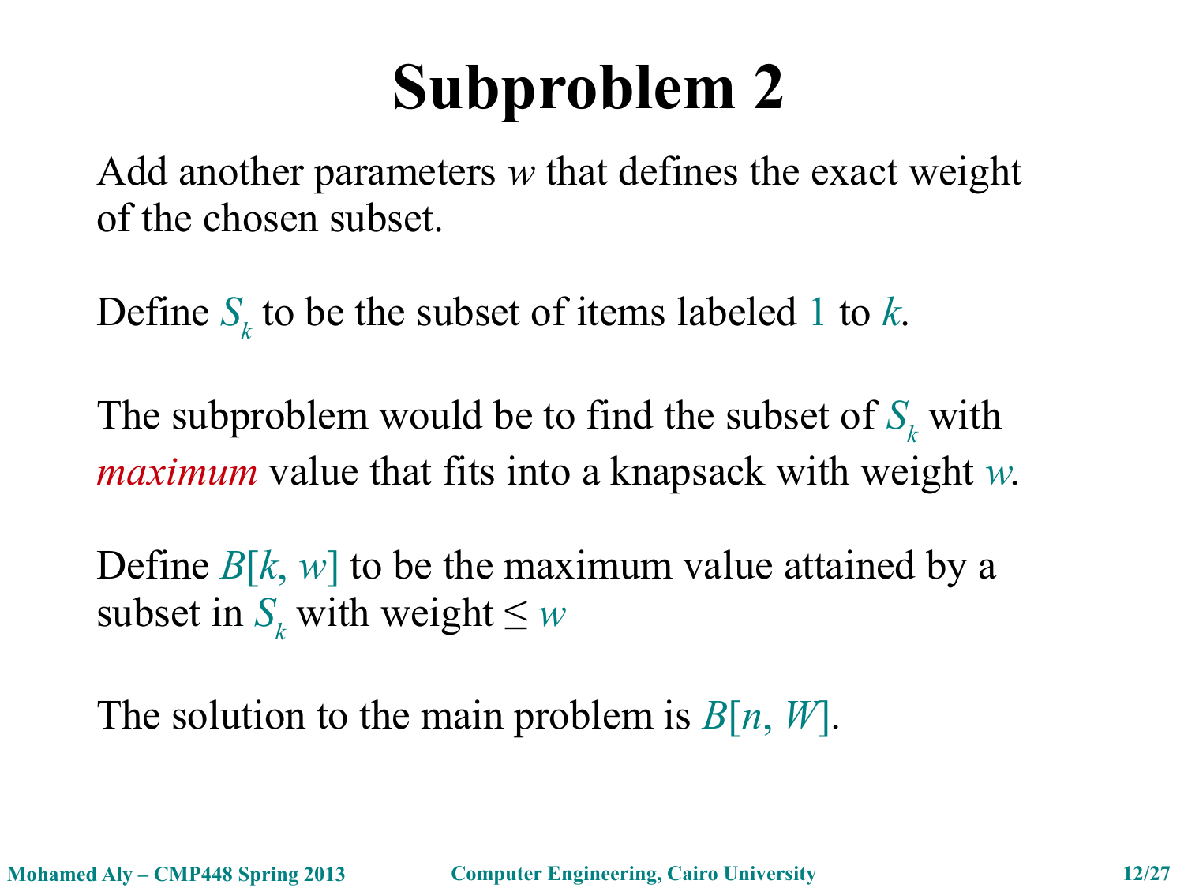# Subproblem 2

Add another parameters $w$ that defines the exact weight of the chosen subset.

Define $S_k$ to be the subset of items labeled $1$ to $k$.

The subproblem would be to find the subset of $S_k$ with *maximum* value that fits into a knapsack with weight $w$.

Define $B[k, w]$ to be the maximum value attained by a subset in $S_k$ with weight $\leq w$

The solution to the main problem is $B[n, W]$.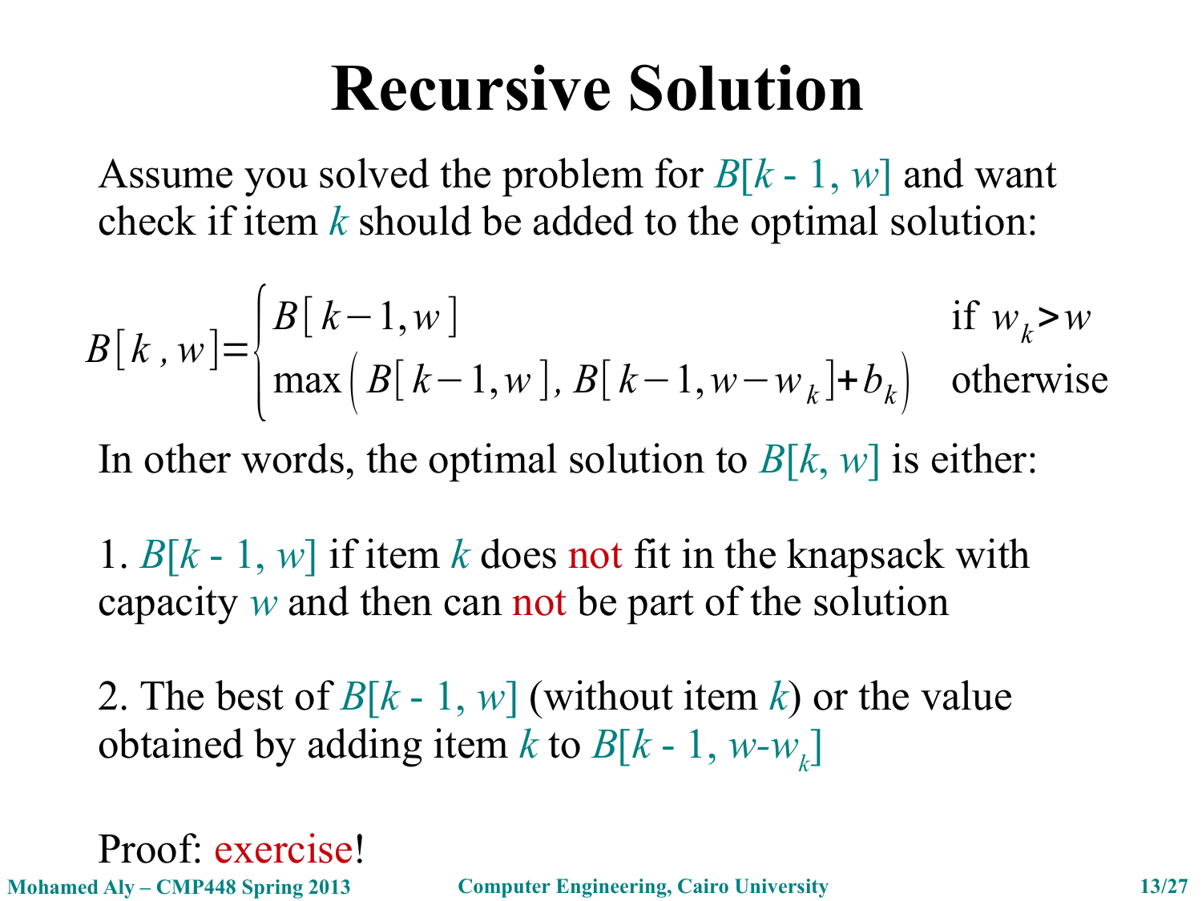# Recursive Solution

Assume you solved the problem for $B[k - 1, w]$ and want check if item $k$ should be added to the optimal solution:

$$B[k, w] = \begin{cases} B[k-1, w] & \text{if } w_k > w \\ \max\left(B[k-1, w], B[k-1, w-w_k] + b_k\right) & \text{otherwise} \end{cases}$$

In other words, the optimal solution to $B[k, w]$ is either:

1. $B[k - 1, w]$ if item $k$ does not fit in the knapsack with capacity $w$ and then can not be part of the solution

2. The best of $B[k - 1, w]$ (without item $k$) or the value obtained by adding item $k$ to $B[k - 1, w-w_k]$

Proof: exercise!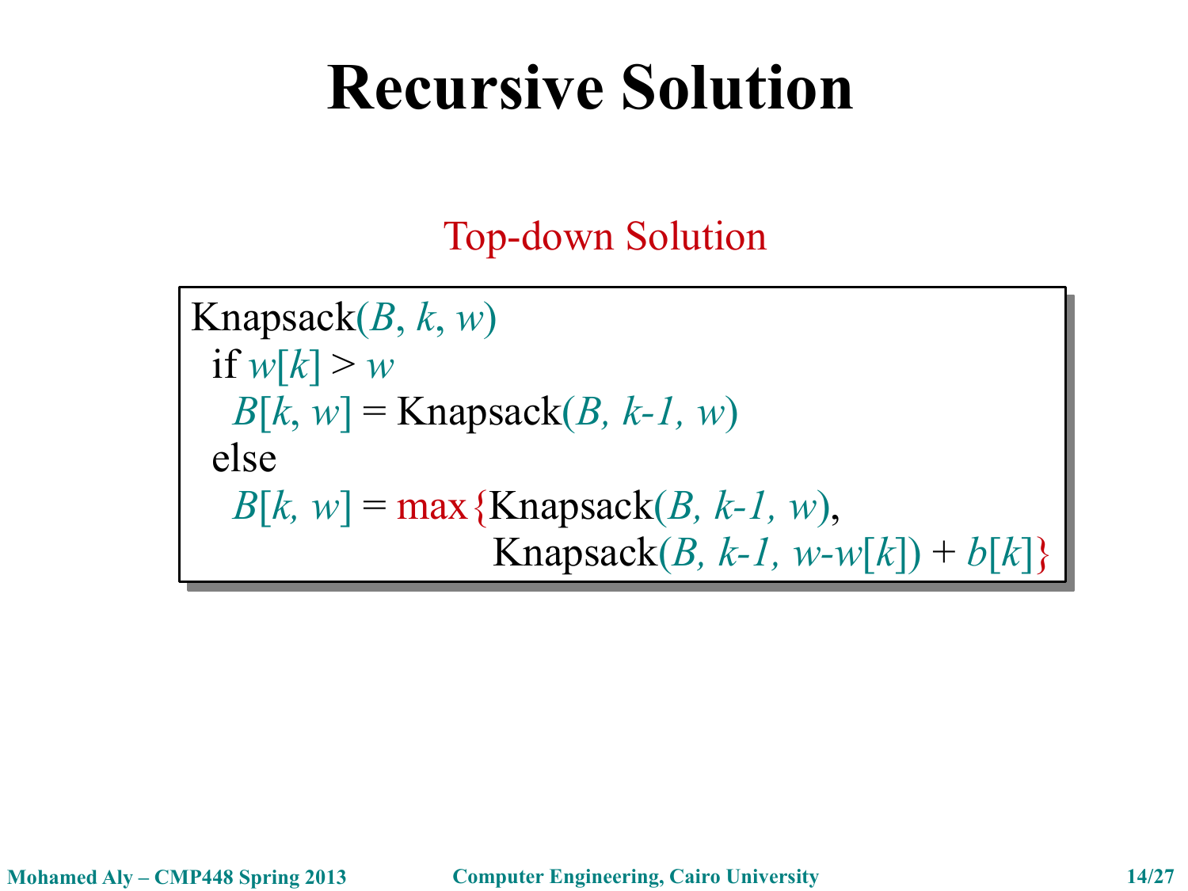# Recursive Solution

Top-down Solution

```
Knapsack(B, k, w)
  if w[k] > w
    B[k, w] = Knapsack(B, k-1, w)
  else
    B[k, w] = max{Knapsack(B, k-1, w),
                  Knapsack(B, k-1, w-w[k]) + b[k]}
```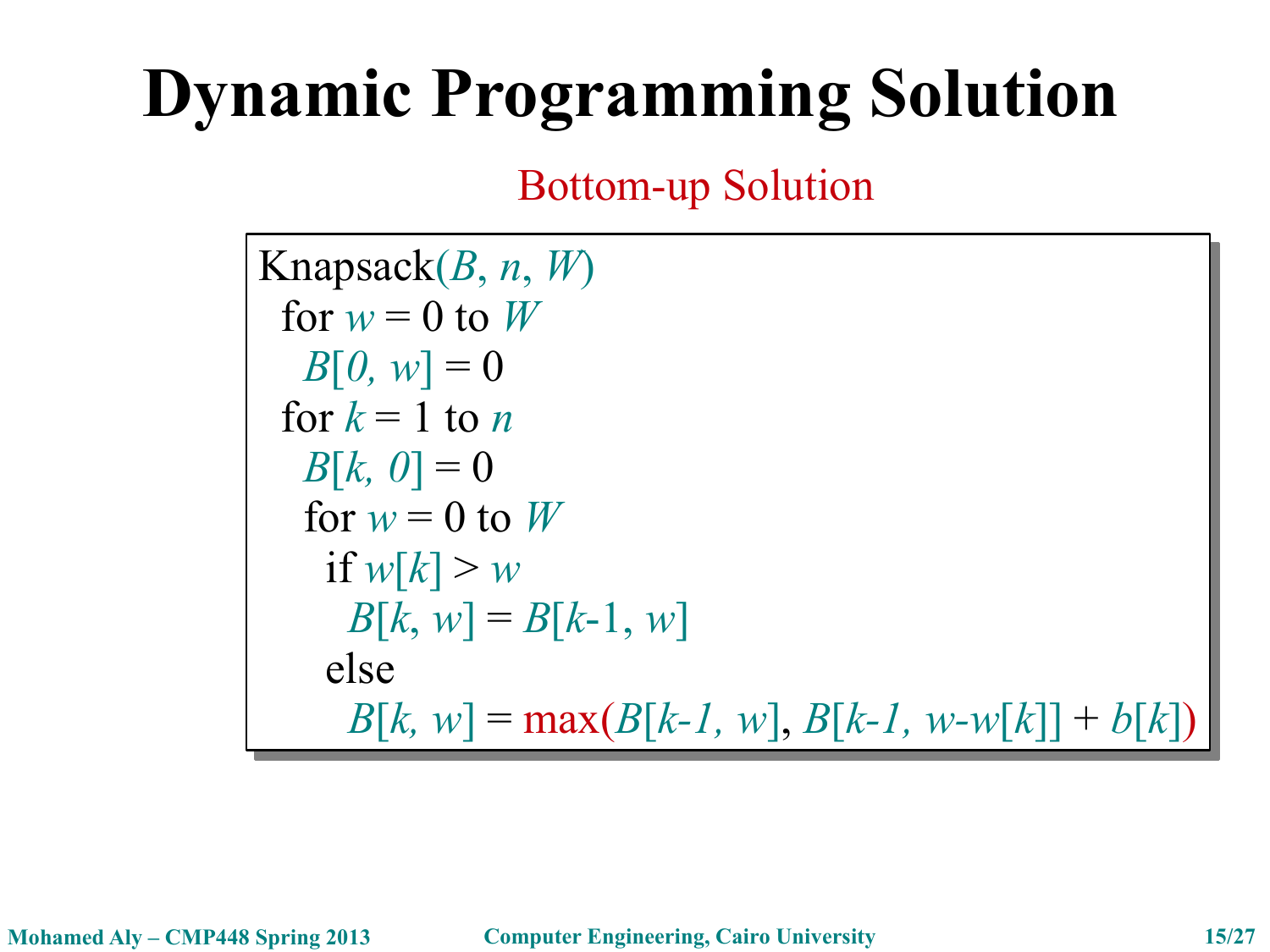# Dynamic Programming Solution

Bottom-up Solution

```
Knapsack(B, n, W)
  for w = 0 to W
    B[0, w] = 0
  for k = 1 to n
    B[k, 0] = 0
    for w = 0 to W
      if w[k] > w
        B[k, w] = B[k-1, w]
      else
        B[k, w] = max(B[k-1, w], B[k-1, w-w[k]] + b[k])
```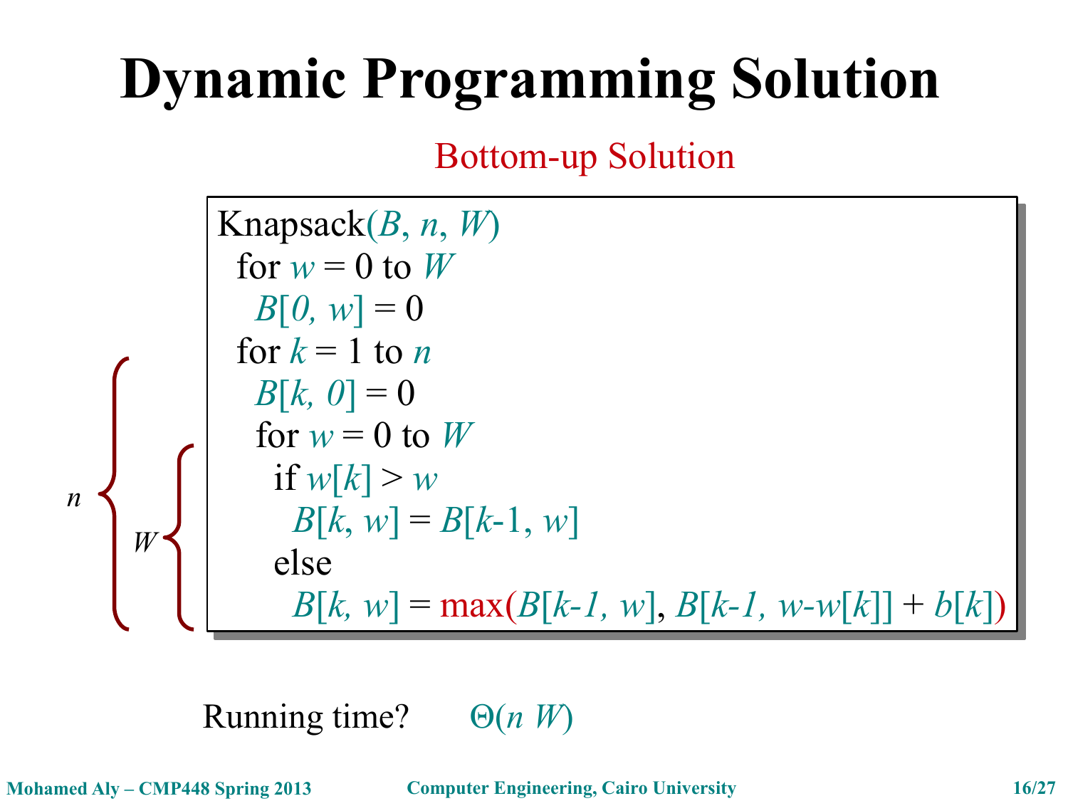# Dynamic Programming Solution

## Bottom-up Solution

```
Knapsack(B, n, W)
  for w = 0 to W
    B[0, w] = 0
  for k = 1 to n
    B[k, 0] = 0
    for w = 0 to W
      if w[k] > w
        B[k, w] = B[k-1, w]
      else
        B[k, w] = max(B[k-1, w], B[k-1, w-w[k]] + b[k])
```

(Outer loop runs $n$ times; inner loop runs $W$ times.)

Running time? $\Theta(n\,W)$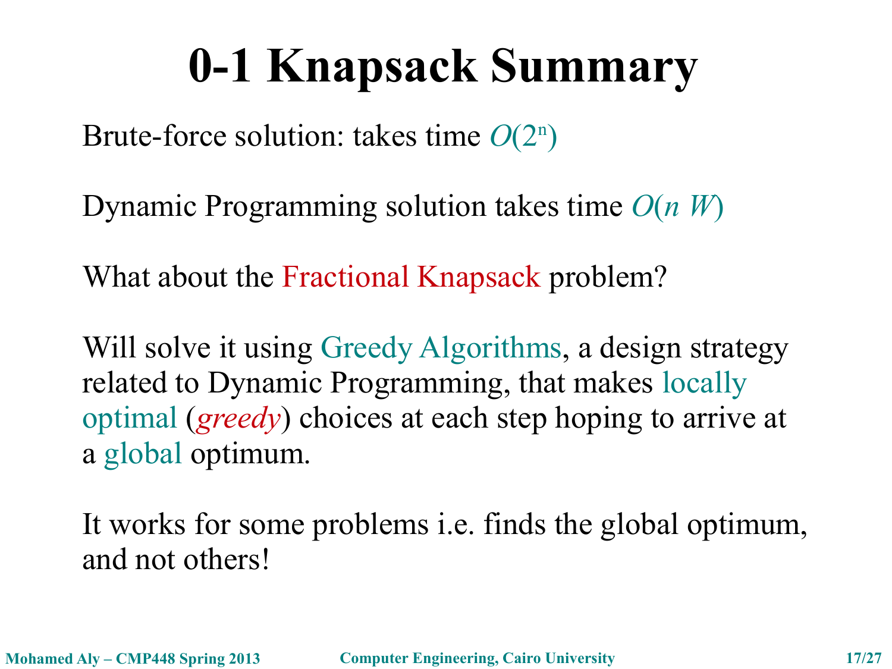# 0-1 Knapsack Summary

Brute-force solution: takes time $O(2^n)$

Dynamic Programming solution takes time $O(n\ W)$

What about the Fractional Knapsack problem?

Will solve it using Greedy Algorithms, a design strategy related to Dynamic Programming, that makes locally optimal (*greedy*) choices at each step hoping to arrive at a global optimum.

It works for some problems i.e. finds the global optimum, and not others!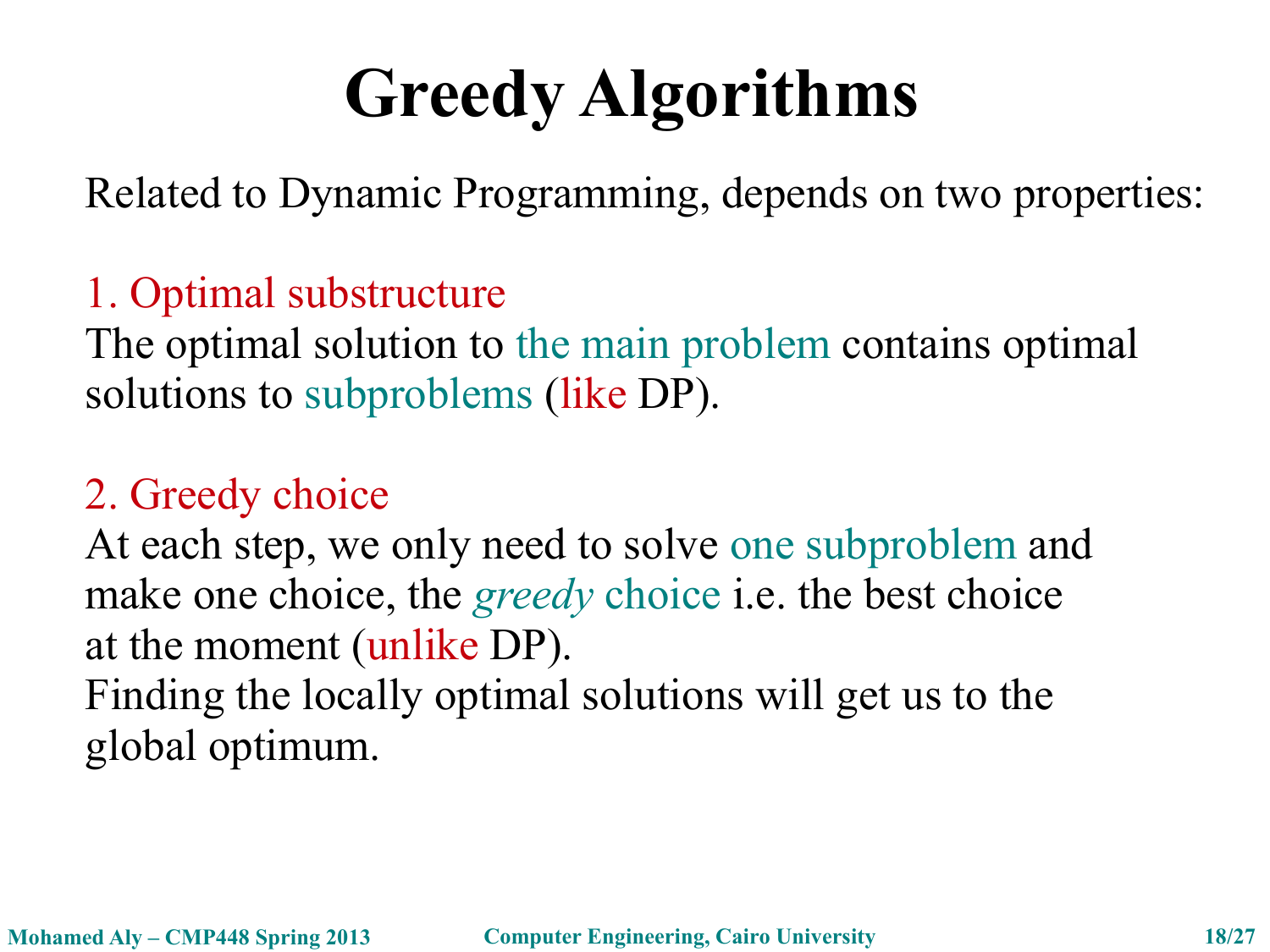# Greedy Algorithms

Related to Dynamic Programming, depends on two properties:

1. Optimal substructure

The optimal solution to the main problem contains optimal solutions to subproblems (like DP).

2. Greedy choice

At each step, we only need to solve one subproblem and make one choice, the *greedy* choice i.e. the best choice at the moment (unlike DP).

Finding the locally optimal solutions will get us to the global optimum.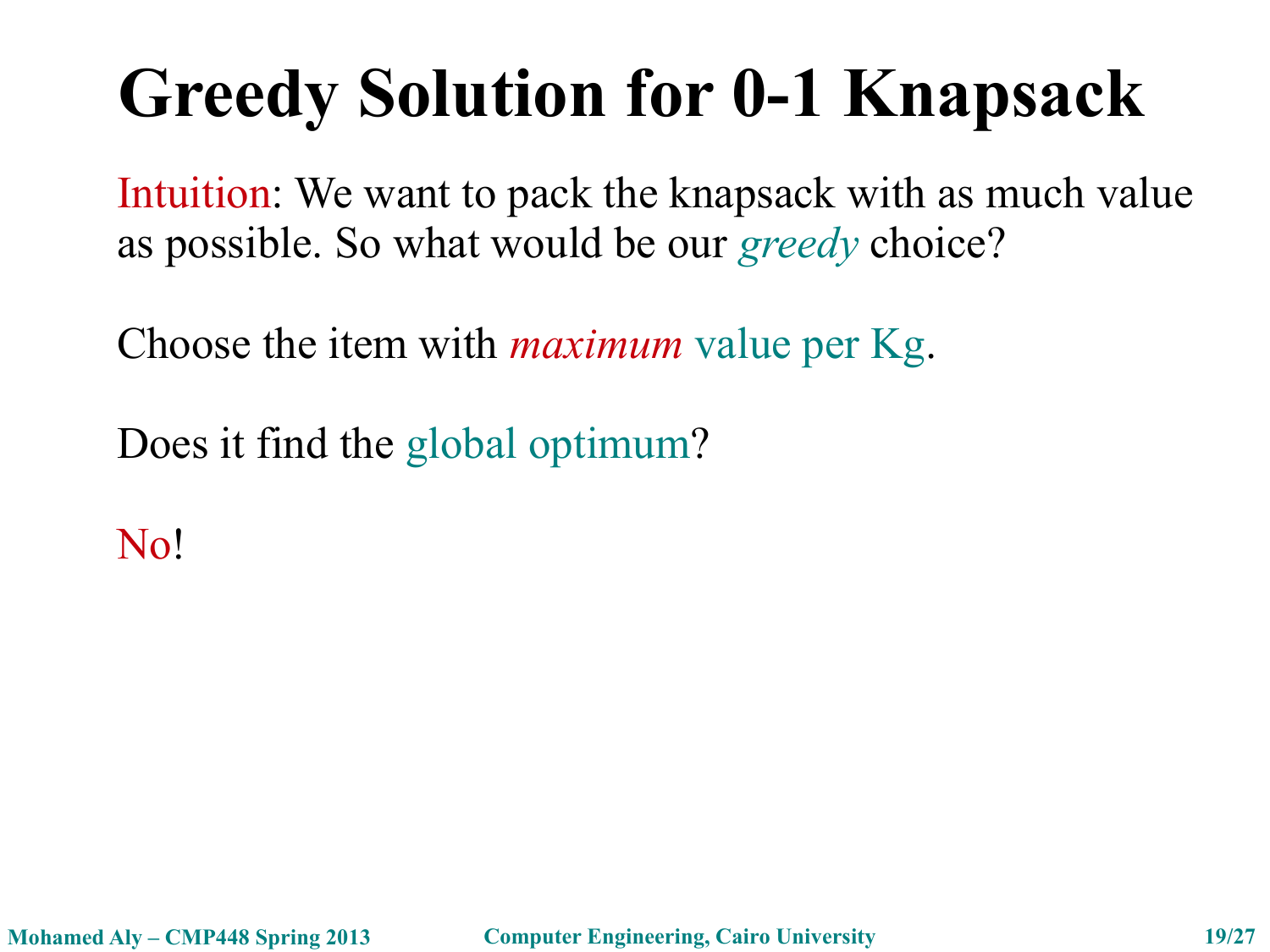# Greedy Solution for 0-1 Knapsack

Intuition: We want to pack the knapsack with as much value as possible. So what would be our *greedy* choice?

Choose the item with *maximum* value per Kg.

Does it find the global optimum?

No!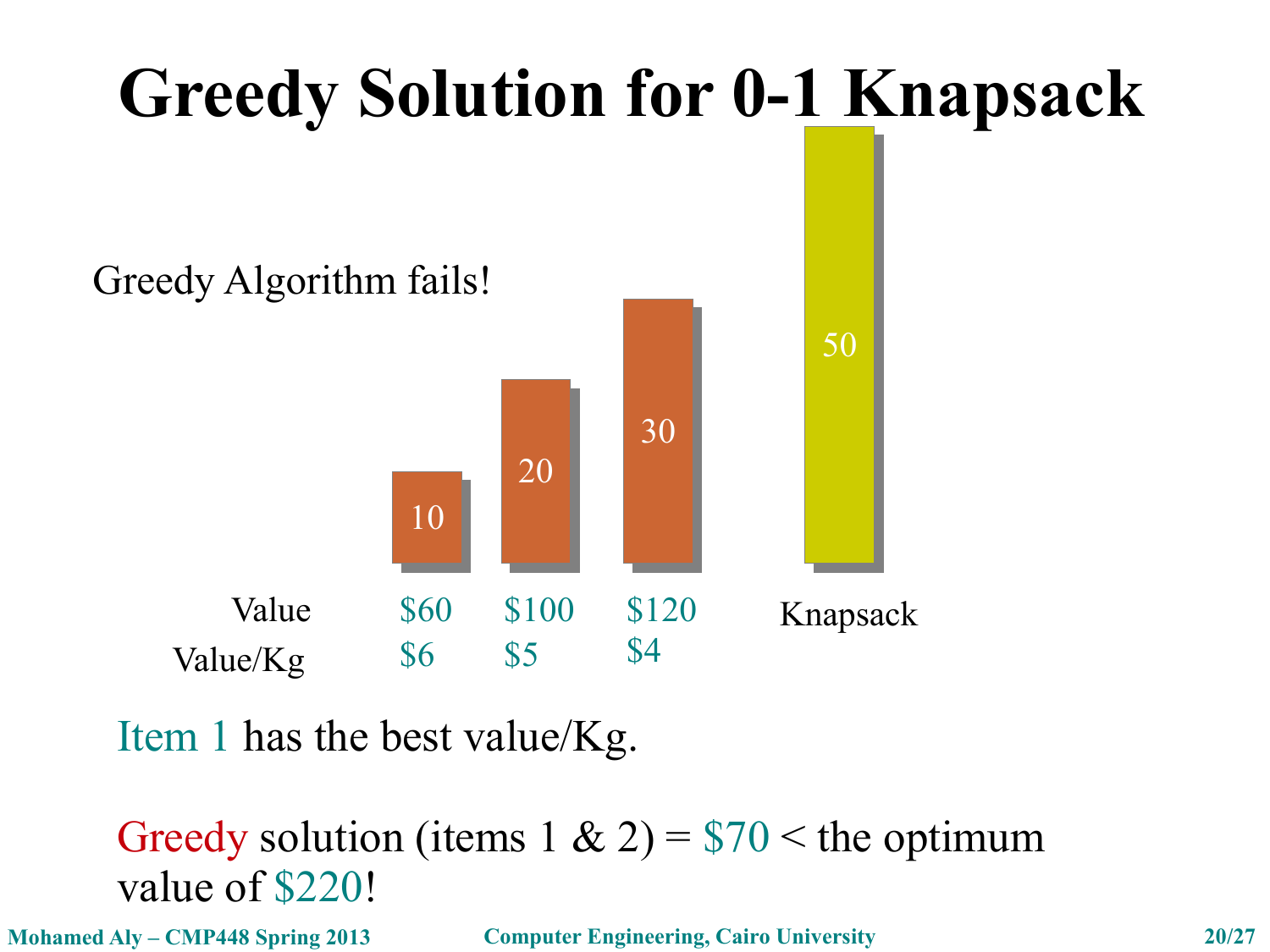# Greedy Solution for 0-1 Knapsack

Greedy Algorithm fails!

| | 10 | 20 | 30 | 50 |
|---|---|---|---|---|
| Value | $60 | $100 | $120 | Knapsack |
| Value/Kg | $6 | $5 | $4 | |

Item 1 has the best value/Kg.

Greedy solution (items 1 & 2) = $70 < the optimum value of $220!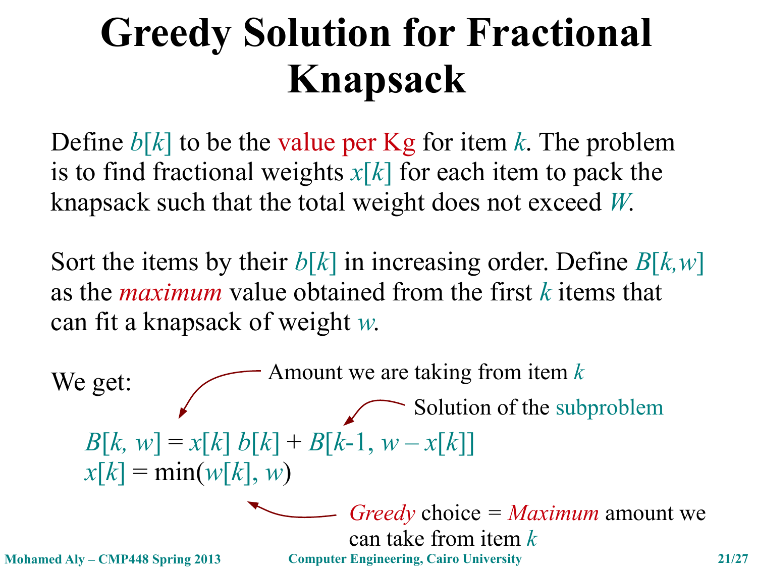# Greedy Solution for Fractional Knapsack

Define $b[k]$ to be the value per Kg for item $k$. The problem is to find fractional weights $x[k]$ for each item to pack the knapsack such that the total weight does not exceed $W$.

Sort the items by their $b[k]$ in increasing order. Define $B[k,w]$ as the *maximum* value obtained from the first $k$ items that can fit a knapsack of weight $w$.

We get:

Amount we are taking from item $k$

Solution of the subproblem

$$B[k, w] = x[k]\, b[k] + B[k\text{-}1, w - x[k]]$$

$$x[k] = \min(w[k], w)$$

*Greedy* choice = *Maximum* amount we can take from item $k$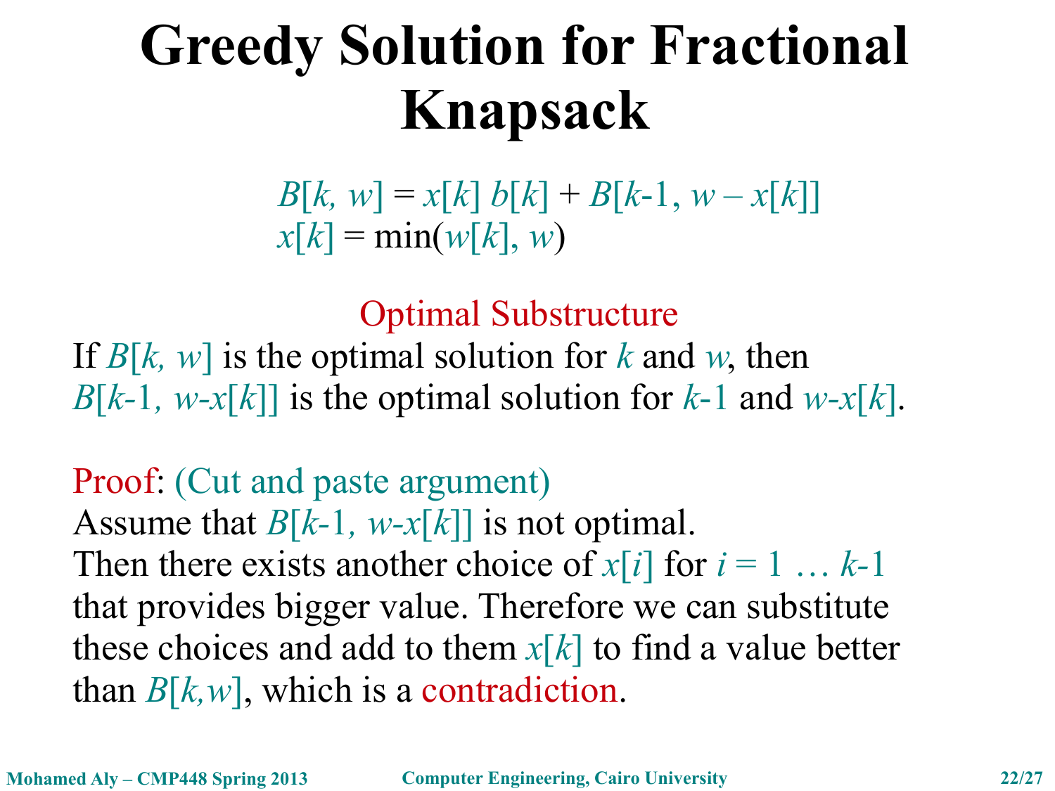# Greedy Solution for Fractional Knapsack

$$B[k, w] = x[k]\, b[k] + B[k\text{-}1, w - x[k]]$$
$$x[k] = \min(w[k], w)$$

**Optimal Substructure**

If $B[k, w]$ is the optimal solution for $k$ and $w$, then $B[k\text{-}1, w\text{-}x[k]]$ is the optimal solution for $k\text{-}1$ and $w\text{-}x[k]$.

Proof: (Cut and paste argument)
Assume that $B[k\text{-}1, w\text{-}x[k]]$ is not optimal.
Then there exists another choice of $x[i]$ for $i = 1 \ldots k\text{-}1$ that provides bigger value. Therefore we can substitute these choices and add to them $x[k]$ to find a value better than $B[k,w]$, which is a contradiction.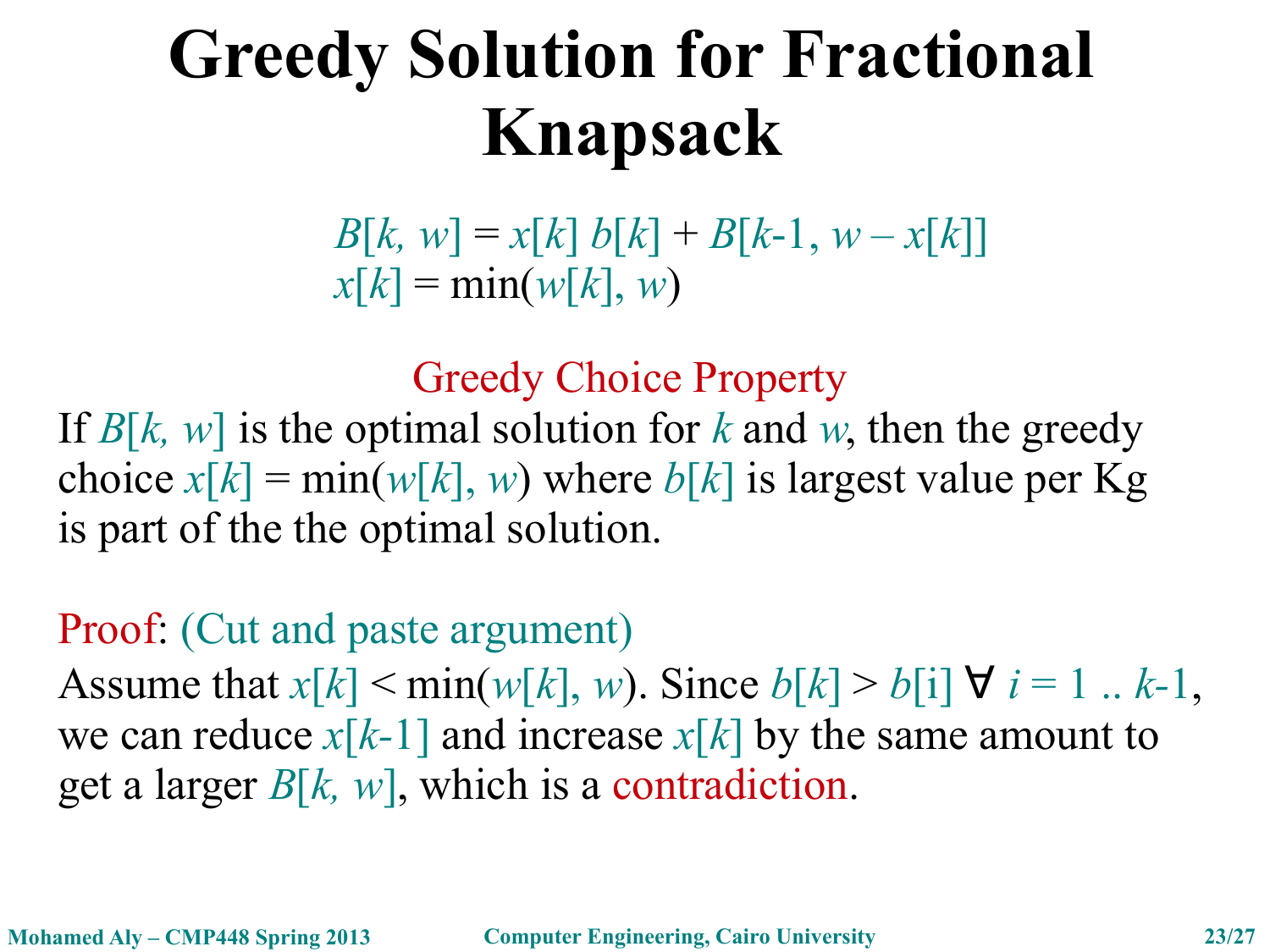# Greedy Solution for Fractional Knapsack

$$B[k, w] = x[k]\, b[k] + B[k\text{-}1, w - x[k]]$$
$$x[k] = \min(w[k], w)$$

Greedy Choice Property

If $B[k, w]$ is the optimal solution for $k$ and $w$, then the greedy choice $x[k] = \min(w[k], w)$ where $b[k]$ is largest value per Kg is part of the the optimal solution.

Proof: (Cut and paste argument)

Assume that $x[k] < \min(w[k], w)$. Since $b[k] > b[i]\ \forall\ i = 1 .. k\text{-}1$, we can reduce $x[k\text{-}1]$ and increase $x[k]$ by the same amount to get a larger $B[k, w]$, which is a contradiction.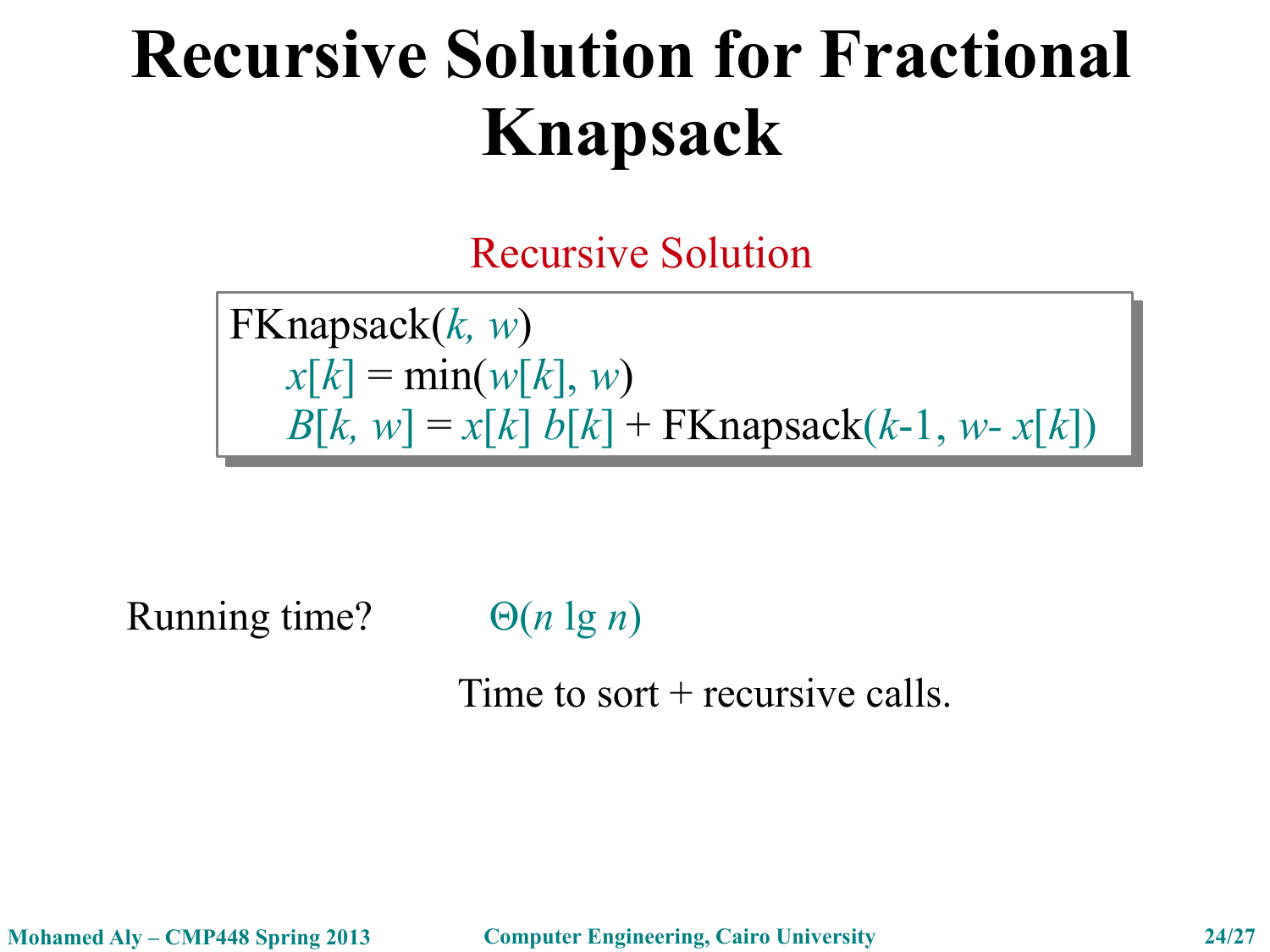# Recursive Solution for Fractional Knapsack

Recursive Solution

```
FKnapsack(k, w)
    x[k] = min(w[k], w)
    B[k, w] = x[k] b[k] + FKnapsack(k-1, w- x[k])
```

Running time? $\Theta(n \lg n)$

Time to sort + recursive calls.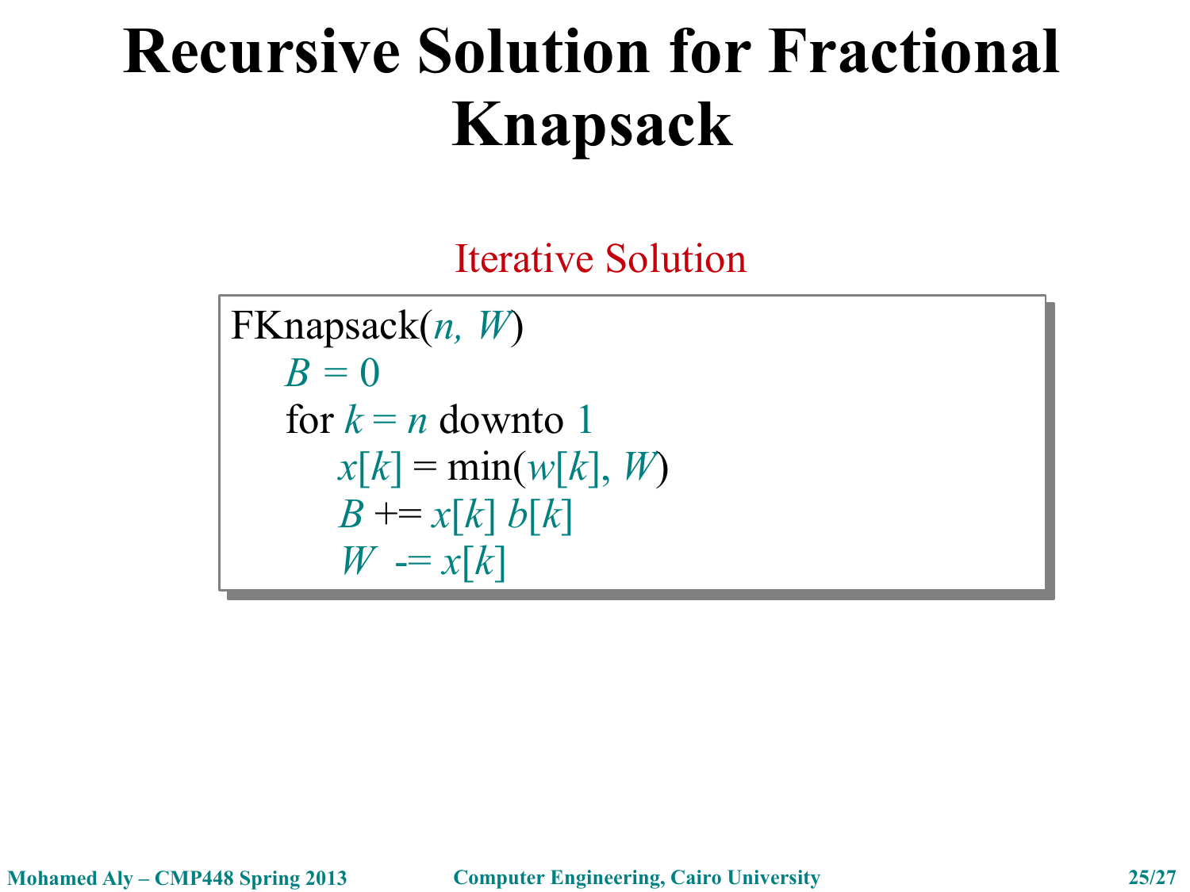# Recursive Solution for Fractional Knapsack

Iterative Solution

```
FKnapsack(n, W)
    B = 0
    for k = n downto 1
        x[k] = min(w[k], W)
        B += x[k] b[k]
        W  -= x[k]
```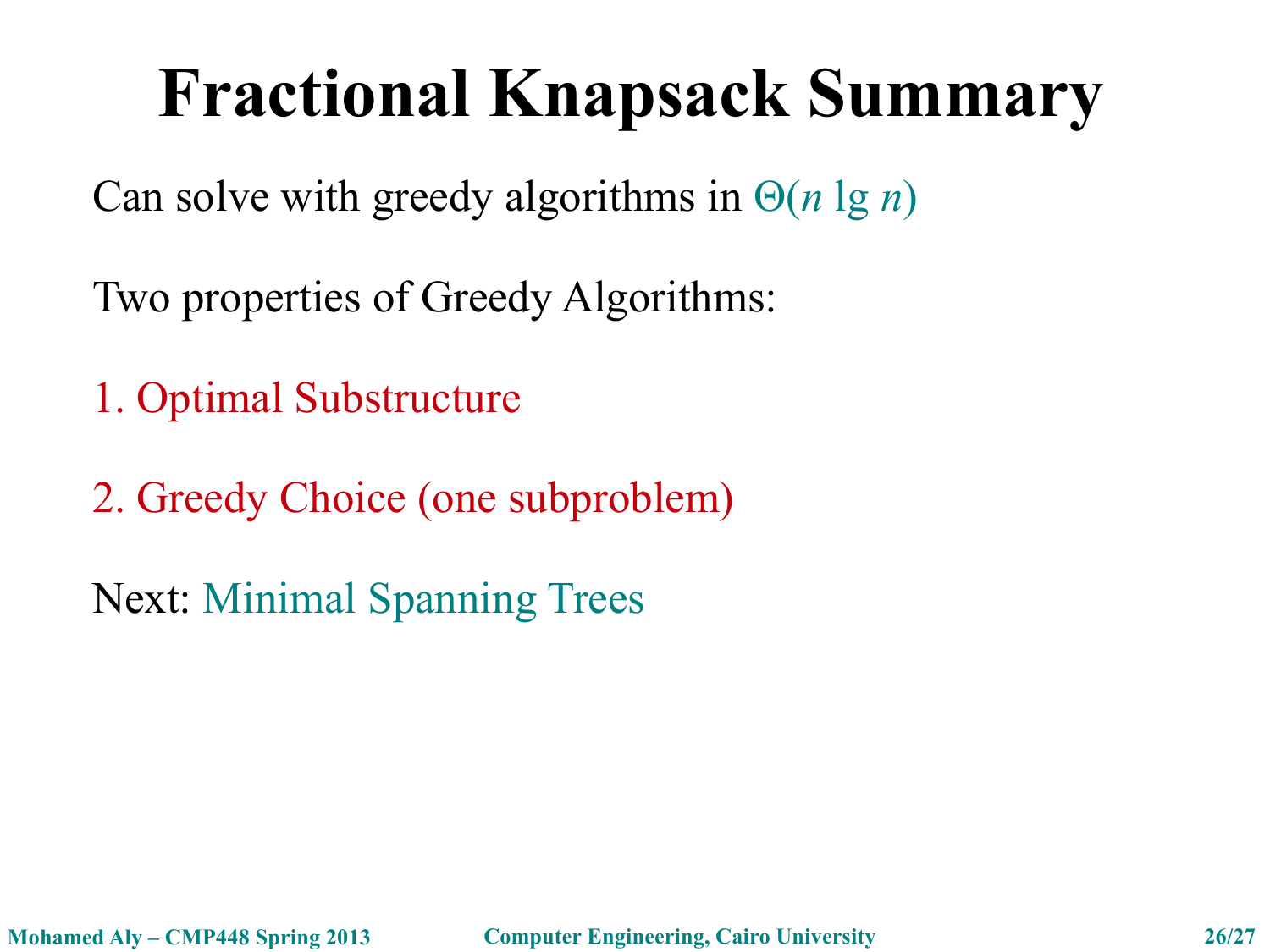# Fractional Knapsack Summary

Can solve with greedy algorithms in $\Theta(n \lg n)$

Two properties of Greedy Algorithms:

1. Optimal Substructure

2. Greedy Choice (one subproblem)

Next: Minimal Spanning Trees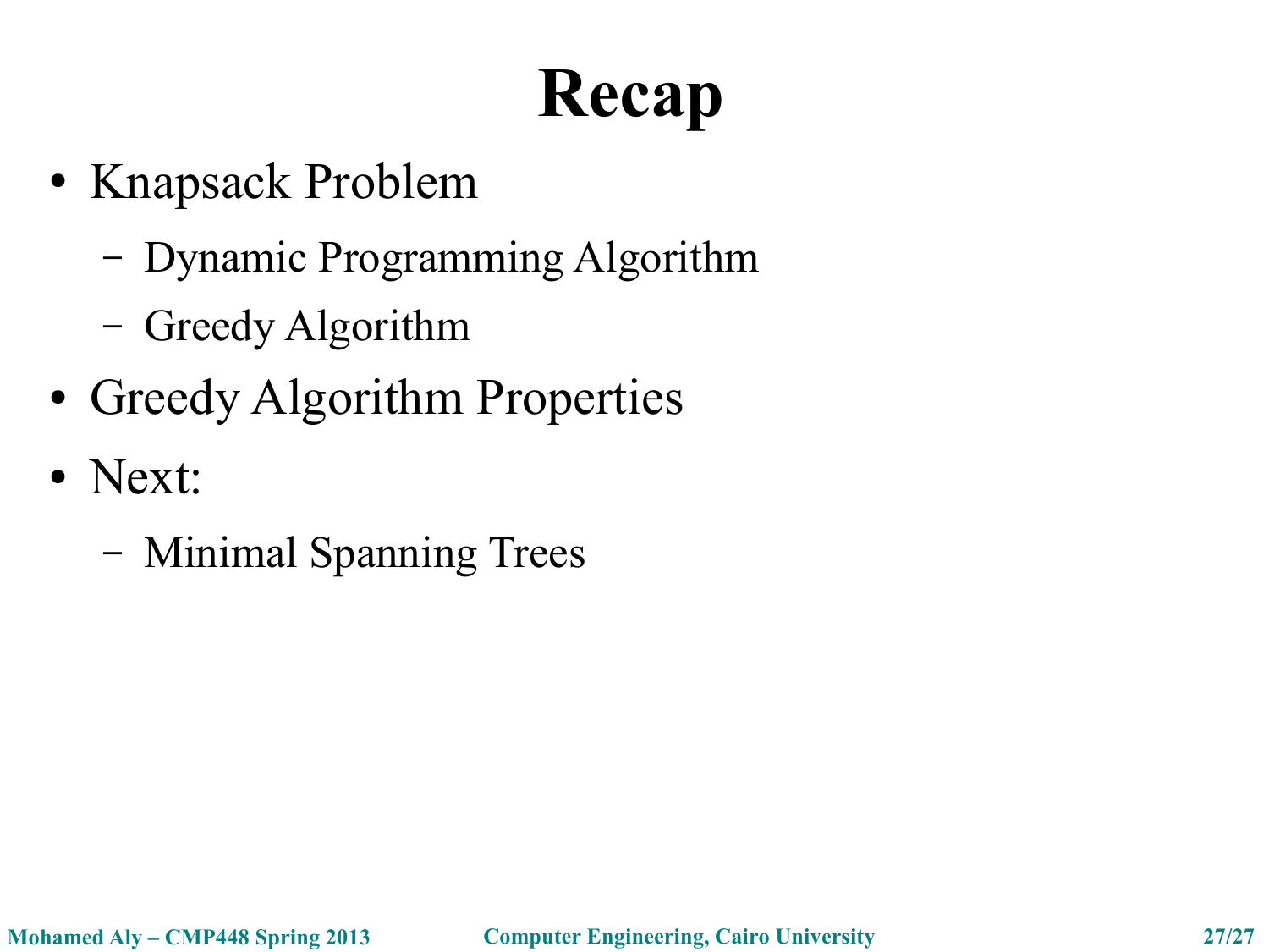# Recap

- Knapsack Problem
  - Dynamic Programming Algorithm
  - Greedy Algorithm
- Greedy Algorithm Properties
- Next:
  - Minimal Spanning Trees